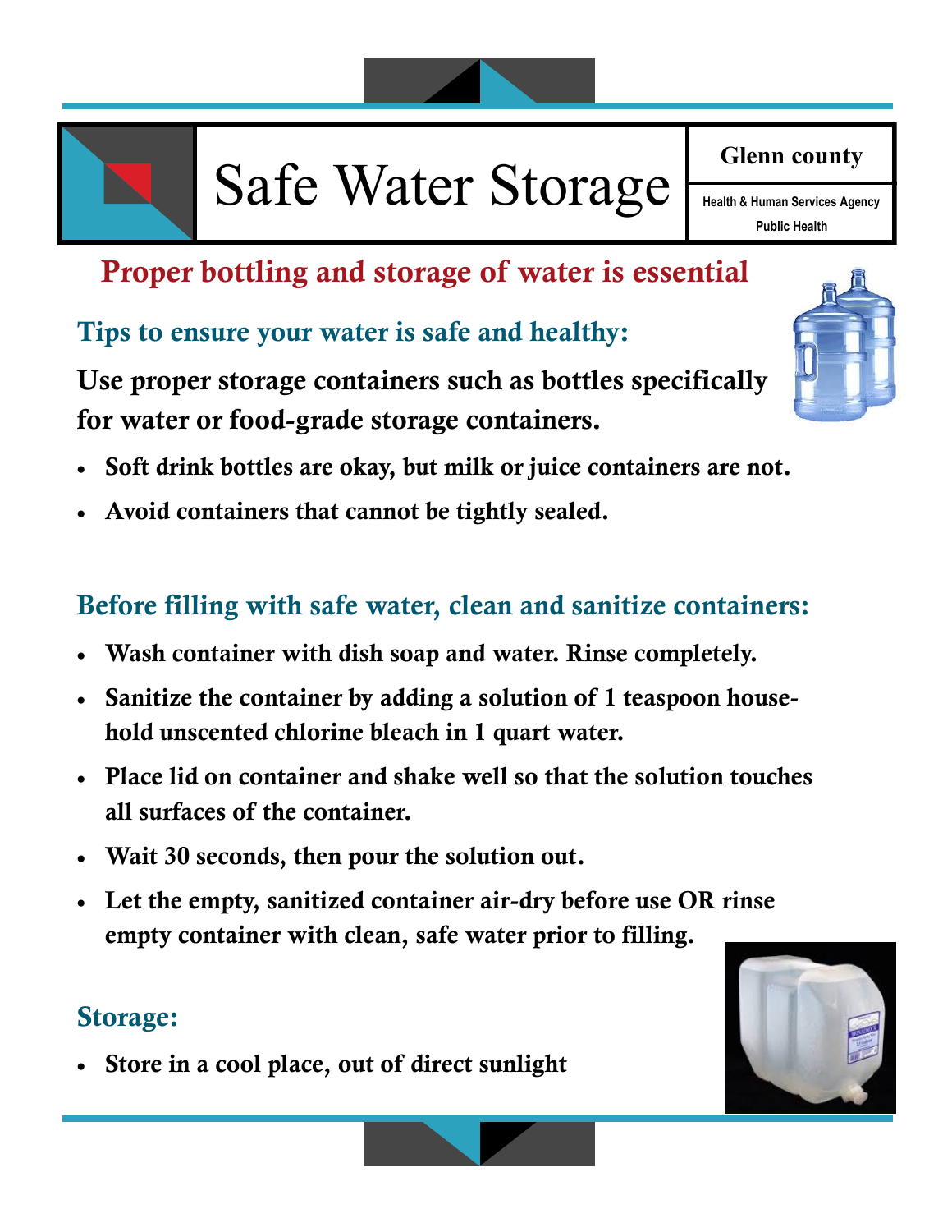# Safe Water Storage

**Glenn county**

Health & Human Services Agency

Public Health

## Proper bottling and storage of water is essential

### Tips to ensure your water is safe and healthy:

**Use proper storage containers such as bottles specifically for water or food-grade storage containers.**

- **Soft drink bottles are okay, but milk or juice containers are not.**
- **Avoid containers that cannot be tightly sealed.**

### Before filling with safe water, clean and sanitize containers:

- **Wash container with dish soap and water. Rinse completely.**
- **Sanitize the container by adding a solution of 1 teaspoon household unscented chlorine bleach in 1 quart water.**
- **Place lid on container and shake well so that the solution touches all surfaces of the container.**
- **Wait 30 seconds, then pour the solution out.**
- **Let the empty, sanitized container air-dry before use OR rinse empty container with clean, safe water prior to filling.**

### Storage:

- **Store in a cool place, out of direct sunlight**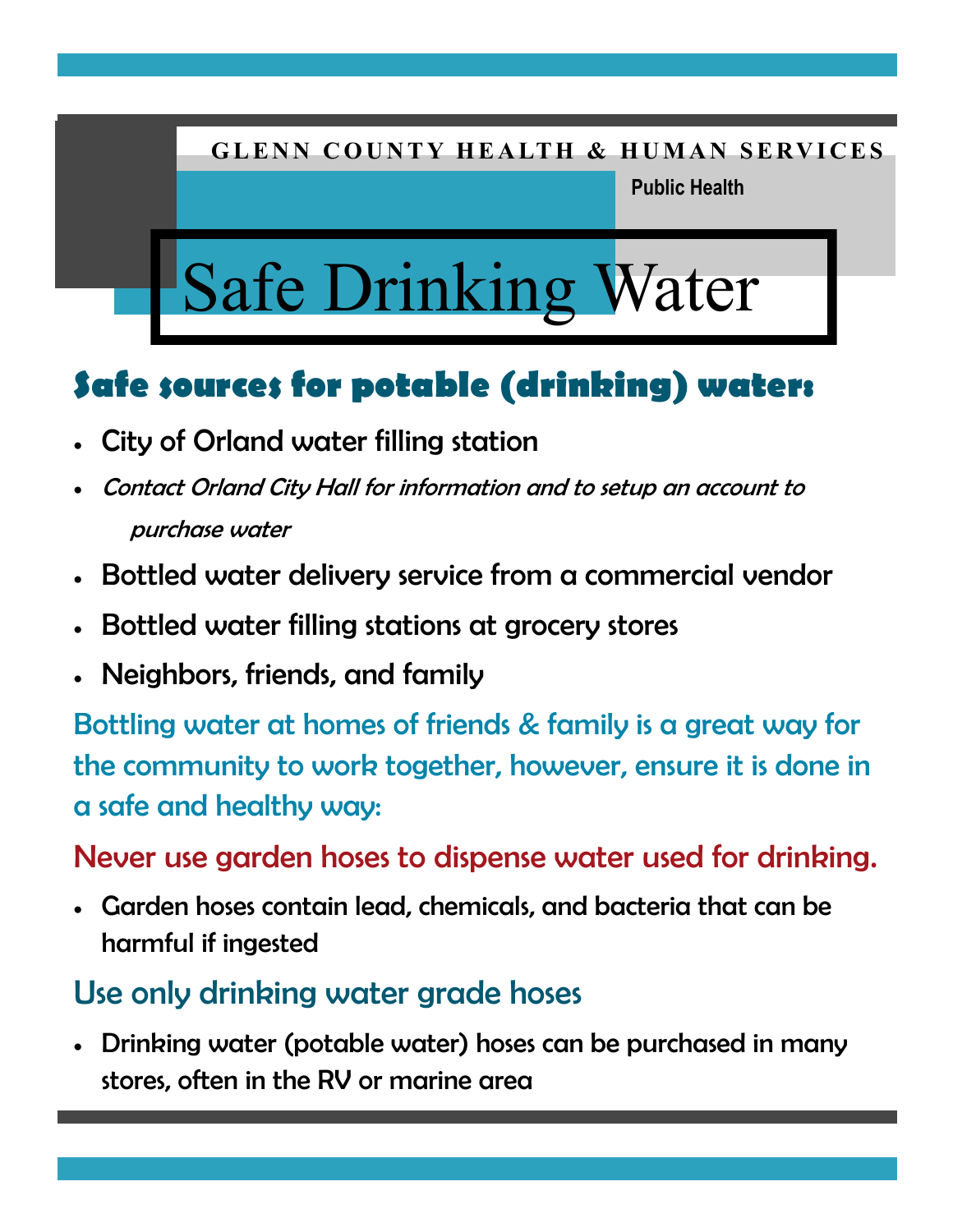GLENN COUNTY HEALTH & HUMAN SERVICES

Public Health

# Safe Drinking Water

## Safe sources for potable (drinking) water:

- City of Orland water filling station
- *Contact Orland City Hall for information and to setup an account to purchase water*
- Bottled water delivery service from a commercial vendor
- Bottled water filling stations at grocery stores
- Neighbors, friends, and family

Bottling water at homes of friends & family is a great way for the community to work together, however, ensure it is done in a safe and healthy way:

### Never use garden hoses to dispense water used for drinking.

- Garden hoses contain lead, chemicals, and bacteria that can be harmful if ingested

### Use only drinking water grade hoses

- Drinking water (potable water) hoses can be purchased in many stores, often in the RV or marine area